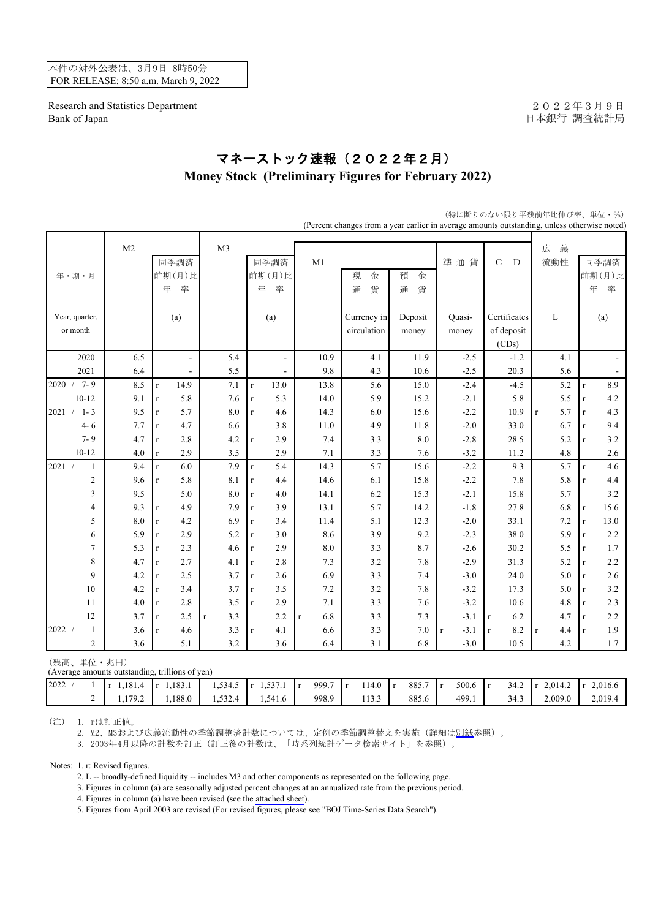本件の対外公表は、3月9日 8時50分
FOR RELEASE: 8:50 a.m. March 9, 2022

Research and Statistics Department
Bank of Japan

２０２２年３月９日
日本銀行 調査統計局

# マネーストック速報（２０２２年２月）
# Money Stock (Preliminary Figures for February 2022)

（特に断りのない限り平残前年比伸び率、単位・％）
(Percent changes from a year earlier in average amounts outstanding, unless otherwise noted)

| 年・期・月 Year, quarter, or month | M2 | 同季調済前期(月)比年率 (a) | M3 | 同季調済前期(月)比年率 (a) | M1 | 現金通貨 Currency in circulation | 預金通貨 Deposit money | 準通貨 Quasi-money | ＣＤ Certificates of deposit (CDs) | 広義流動性 L | 同季調済前期(月)比年率 (a) |
|---|---|---|---|---|---|---|---|---|---|---|---|
| 2020 | 6.5 | - | 5.4 | - | 10.9 | 4.1 | 11.9 | -2.5 | -1.2 | 4.1 | - |
| 2021 | 6.4 | - | 5.5 | - | 9.8 | 4.3 | 10.6 | -2.5 | 20.3 | 5.6 | - |
| 2020 / 7-9 | 8.5 | r 14.9 | 7.1 | r 13.0 | 13.8 | 5.6 | 15.0 | -2.4 | -4.5 | 5.2 | r 8.9 |
| 10-12 | 9.1 | r 5.8 | 7.6 | r 5.3 | 14.0 | 5.9 | 15.2 | -2.1 | 5.8 | 5.5 | r 4.2 |
| 2021 / 1-3 | 9.5 | r 5.7 | 8.0 | r 4.6 | 14.3 | 6.0 | 15.6 | -2.2 | 10.9 | r 5.7 | r 4.3 |
| 4-6 | 7.7 | r 4.7 | 6.6 | 3.8 | 11.0 | 4.9 | 11.8 | -2.0 | 33.0 | 6.7 | r 9.4 |
| 7-9 | 4.7 | r 2.8 | 4.2 | r 2.9 | 7.4 | 3.3 | 8.0 | -2.8 | 28.5 | 5.2 | r 3.2 |
| 10-12 | 4.0 | r 2.9 | 3.5 | 2.9 | 7.1 | 3.3 | 7.6 | -3.2 | 11.2 | 4.8 | 2.6 |
| 2021 / 1 | 9.4 | r 6.0 | 7.9 | r 5.4 | 14.3 | 5.7 | 15.6 | -2.2 | 9.3 | 5.7 | r 4.6 |
| 2 | 9.6 | r 5.8 | 8.1 | r 4.4 | 14.6 | 6.1 | 15.8 | -2.2 | 7.8 | 5.8 | r 4.4 |
| 3 | 9.5 | 5.0 | 8.0 | r 4.0 | 14.1 | 6.2 | 15.3 | -2.1 | 15.8 | 5.7 | 3.2 |
| 4 | 9.3 | r 4.9 | 7.9 | r 3.9 | 13.1 | 5.7 | 14.2 | -1.8 | 27.8 | 6.8 | r 15.6 |
| 5 | 8.0 | r 4.2 | 6.9 | r 3.4 | 11.4 | 5.1 | 12.3 | -2.0 | 33.1 | 7.2 | r 13.0 |
| 6 | 5.9 | r 2.9 | 5.2 | r 3.0 | 8.6 | 3.9 | 9.2 | -2.3 | 38.0 | 5.9 | r 2.2 |
| 7 | 5.3 | r 2.3 | 4.6 | r 2.9 | 8.0 | 3.3 | 8.7 | -2.6 | 30.2 | 5.5 | r 1.7 |
| 8 | 4.7 | r 2.7 | 4.1 | r 2.8 | 7.3 | 3.2 | 7.8 | -2.9 | 31.3 | 5.2 | r 2.2 |
| 9 | 4.2 | r 2.5 | 3.7 | r 2.6 | 6.9 | 3.3 | 7.4 | -3.0 | 24.0 | 5.0 | r 2.6 |
| 10 | 4.2 | r 3.4 | 3.7 | r 3.5 | 7.2 | 3.2 | 7.8 | -3.2 | 17.3 | 5.0 | r 3.2 |
| 11 | 4.0 | r 2.8 | 3.5 | r 2.9 | 7.1 | 3.3 | 7.6 | -3.2 | 10.6 | 4.8 | r 2.3 |
| 12 | 3.7 | r 2.5 | r 3.3 | 2.2 | r 6.8 | 3.3 | 7.3 | -3.1 | r 6.2 | 4.7 | r 2.2 |
| 2022 / 1 | 3.6 | r 4.6 | 3.3 | r 4.1 | 6.6 | 3.3 | 7.0 | r -3.1 | r 8.2 | r 4.4 | r 1.9 |
| 2 | 3.6 | 5.1 | 3.2 | 3.6 | 6.4 | 3.1 | 6.8 | -3.0 | 10.5 | 4.2 | 1.7 |

（残高、単位・兆円）
(Average amounts outstanding, trillions of yen)

| | M2 | (a) | M3 | (a) | M1 | 現金通貨 | 預金通貨 | 準通貨 | CD | L | (a) |
|---|---|---|---|---|---|---|---|---|---|---|---|
| 2022 / 1 | r 1,181.4 | r 1,183.1 | 1,534.5 | r 1,537.1 | r 999.7 | r 114.0 | r 885.7 | r 500.6 | r 34.2 | r 2,014.2 | r 2,016.6 |
| 2 | 1,179.2 | 1,188.0 | 1,532.4 | 1,541.6 | 998.9 | 113.3 | 885.6 | 499.1 | 34.3 | 2,009.0 | 2,019.4 |

（注） 1. rは訂正値。
2. M2、M3および広義流動性の季節調整済計数については、定例の季節調整替えを実施（詳細は別紙参照）。
3. 2003年4月以降の計数を訂正（訂正後の計数は、「時系列統計データ検索サイト」を参照）。

Notes: 1. r: Revised figures.
2. L -- broadly-defined liquidity -- includes M3 and other components as represented on the following page.
3. Figures in column (a) are seasonally adjusted percent changes at an annualized rate from the previous period.
4. Figures in column (a) have been revised (see the attached sheet).
5. Figures from April 2003 are revised (For revised figures, please see "BOJ Time-Series Data Search").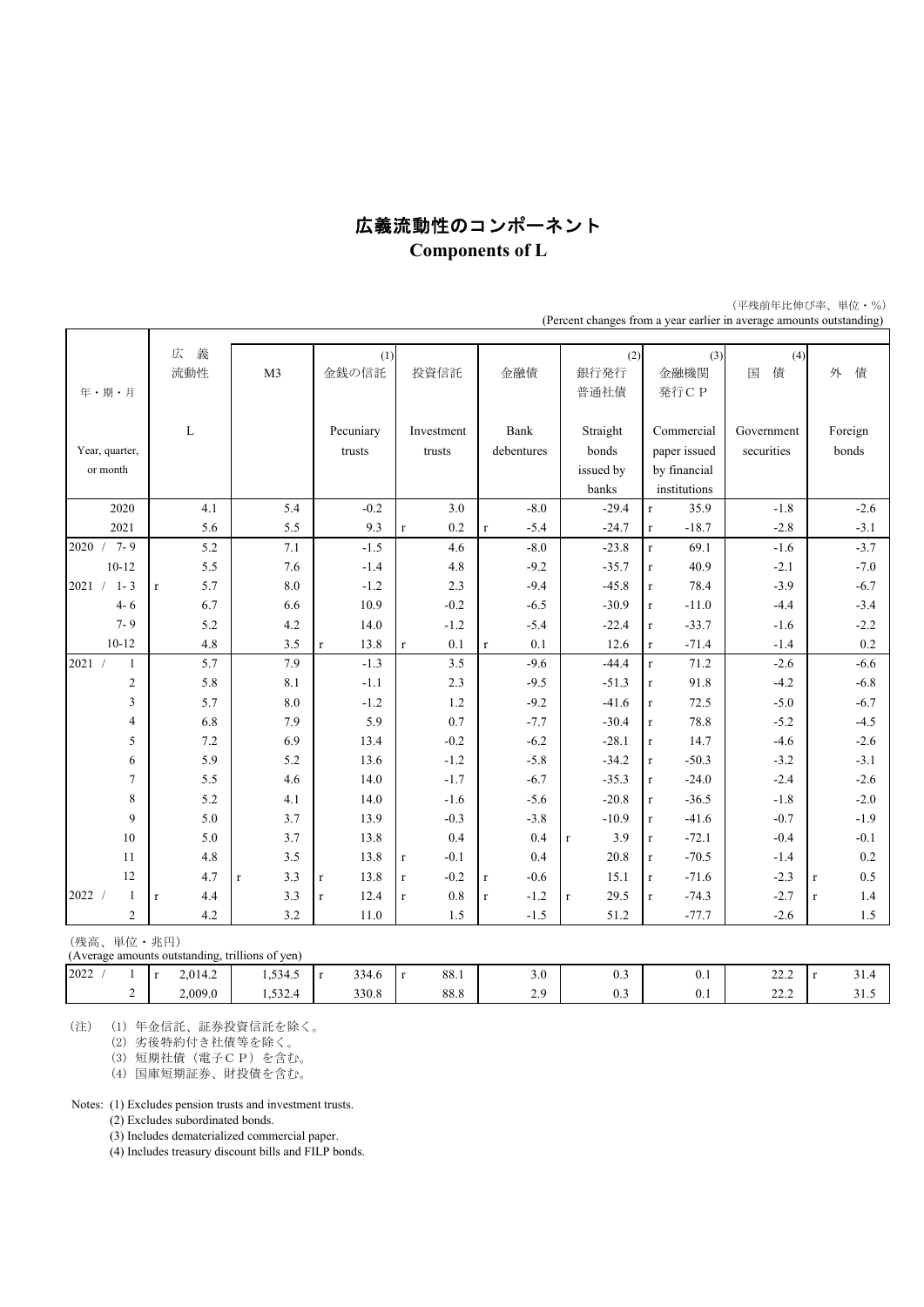# 広義流動性のコンポーネント
## Components of L

（平残前年比伸び率、単位・%）
(Percent changes from a year earlier in average amounts outstanding)

| 年・期・月 Year, quarter, or month | 広義流動性 L | M3 | 金銭の信託 (1) Pecuniary trusts | 投資信託 Investment trusts | 金融債 Bank debentures | 銀行発行普通社債 (2) Straight bonds issued by banks | 金融機関発行CP (3) Commercial paper issued by financial institutions | 国債 (4) Government securities | 外債 Foreign bonds |
|---|---|---|---|---|---|---|---|---|---|
| 2020 | 4.1 | 5.4 | -0.2 | 3.0 | -8.0 | -29.4 | r 35.9 | -1.8 | -2.6 |
| 2021 | 5.6 | 5.5 | 9.3 | r 0.2 | r -5.4 | -24.7 | r -18.7 | -2.8 | -3.1 |
| 2020 / 7- 9 | 5.2 | 7.1 | -1.5 | 4.6 | -8.0 | -23.8 | r 69.1 | -1.6 | -3.7 |
| 10-12 | 5.5 | 7.6 | -1.4 | 4.8 | -9.2 | -35.7 | r 40.9 | -2.1 | -7.0 |
| 2021 / 1- 3 | r 5.7 | 8.0 | -1.2 | 2.3 | -9.4 | -45.8 | r 78.4 | -3.9 | -6.7 |
| 4- 6 | 6.7 | 6.6 | 10.9 | -0.2 | -6.5 | -30.9 | r -11.0 | -4.4 | -3.4 |
| 7- 9 | 5.2 | 4.2 | 14.0 | -1.2 | -5.4 | -22.4 | r -33.7 | -1.6 | -2.2 |
| 10-12 | 4.8 | 3.5 | r 13.8 | r 0.1 | r 0.1 | 12.6 | r -71.4 | -1.4 | 0.2 |
| 2021 / 1 | 5.7 | 7.9 | -1.3 | 3.5 | -9.6 | -44.4 | r 71.2 | -2.6 | -6.6 |
| 2 | 5.8 | 8.1 | -1.1 | 2.3 | -9.5 | -51.3 | r 91.8 | -4.2 | -6.8 |
| 3 | 5.7 | 8.0 | -1.2 | 1.2 | -9.2 | -41.6 | r 72.5 | -5.0 | -6.7 |
| 4 | 6.8 | 7.9 | 5.9 | 0.7 | -7.7 | -30.4 | r 78.8 | -5.2 | -4.5 |
| 5 | 7.2 | 6.9 | 13.4 | -0.2 | -6.2 | -28.1 | r 14.7 | -4.6 | -2.6 |
| 6 | 5.9 | 5.2 | 13.6 | -1.2 | -5.8 | -34.2 | r -50.3 | -3.2 | -3.1 |
| 7 | 5.5 | 4.6 | 14.0 | -1.7 | -6.7 | -35.3 | r -24.0 | -2.4 | -2.6 |
| 8 | 5.2 | 4.1 | 14.0 | -1.6 | -5.6 | -20.8 | r -36.5 | -1.8 | -2.0 |
| 9 | 5.0 | 3.7 | 13.9 | -0.3 | -3.8 | -10.9 | r -41.6 | -0.7 | -1.9 |
| 10 | 5.0 | 3.7 | 13.8 | 0.4 | 0.4 | r 3.9 | r -72.1 | -0.4 | -0.1 |
| 11 | 4.8 | 3.5 | 13.8 | r -0.1 | 0.4 | 20.8 | r -70.5 | -1.4 | 0.2 |
| 12 | 4.7 | r 3.3 | r 13.8 | r -0.2 | r -0.6 | 15.1 | r -71.6 | -2.3 | r 0.5 |
| 2022 / 1 | r 4.4 | 3.3 | r 12.4 | r 0.8 | r -1.2 | r 29.5 | r -74.3 | -2.7 | r 1.4 |
| 2 | 4.2 | 3.2 | 11.0 | 1.5 | -1.5 | 51.2 | -77.7 | -2.6 | 1.5 |

（残高、単位・兆円）
(Average amounts outstanding, trillions of yen)

| | | | | | | | | | |
|---|---|---|---|---|---|---|---|---|---|
| 2022 / 1 | r 2,014.2 | 1,534.5 | r 334.6 | r 88.1 | 3.0 | 0.3 | 0.1 | 22.2 | r 31.4 |
| 2 | 2,009.0 | 1,532.4 | 330.8 | 88.8 | 2.9 | 0.3 | 0.1 | 22.2 | 31.5 |

（注） (1) 年金信託、証券投資信託を除く。
(2) 劣後特約付き社債等を除く。
(3) 短期社債（電子ＣＰ）を含む。
(4) 国庫短期証券、財投債を含む。

Notes: (1) Excludes pension trusts and investment trusts.
(2) Excludes subordinated bonds.
(3) Includes dematerialized commercial paper.
(4) Includes treasury discount bills and FILP bonds.